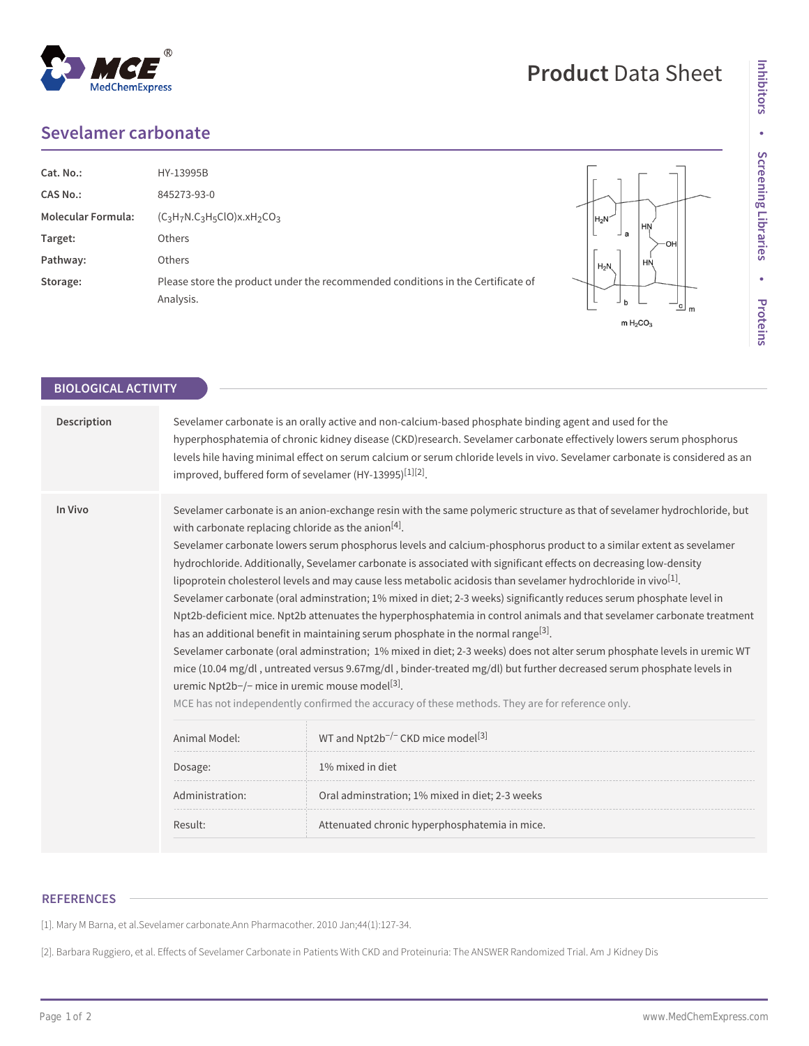# Sevelamer carbonate

| | |
|---|---|
| **Cat. No.:** | HY-13995B |
| **CAS No.:** | 845273-93-0 |
| **Molecular Formula:** | $(C_3H_7N.C_3H_5ClO)x.xH_2CO_3$ |
| **Target:** | Others |
| **Pathway:** | Others |
| **Storage:** | Please store the product under the recommended conditions in the Certificate of Analysis. |

## BIOLOGICAL ACTIVITY

**Description**

Sevelamer carbonate is an orally active and non-calcium-based phosphate binding agent and used for the hyperphosphatemia of chronic kidney disease (CKD)research. Sevelamer carbonate effectively lowers serum phosphorus levels hile having minimal effect on serum calcium or serum chloride levels in vivo. Sevelamer carbonate is considered as an improved, buffered form of sevelamer (HY-13995)[1][2].

**In Vivo**

Sevelamer carbonate is an anion-exchange resin with the same polymeric structure as that of sevelamer hydrochloride, but with carbonate replacing chloride as the anion[4].

Sevelamer carbonate lowers serum phosphorus levels and calcium-phosphorus product to a similar extent as sevelamer hydrochloride. Additionally, Sevelamer carbonate is associated with significant effects on decreasing low-density lipoprotein cholesterol levels and may cause less metabolic acidosis than sevelamer hydrochloride in vivo[1].

Sevelamer carbonate (oral adminstration; 1% mixed in diet; 2-3 weeks) significantly reduces serum phosphate level in Npt2b-deficient mice. Npt2b attenuates the hyperphosphatemia in control animals and that sevelamer carbonate treatment has an additional benefit in maintaining serum phosphate in the normal range[3].

Sevelamer carbonate (oral adminstration; 1% mixed in diet; 2-3 weeks) does not alter serum phosphate levels in uremic WT mice (10.04 mg/dl , untreated versus 9.67mg/dl , binder-treated mg/dl) but further decreased serum phosphate levels in uremic Npt2b−/− mice in uremic mouse model[3].

MCE has not independently confirmed the accuracy of these methods. They are for reference only.

| | |
|---|---|
| Animal Model: | WT and $Npt2b^{-/-}$ CKD mice model[3] |
| Dosage: | 1% mixed in diet |
| Administration: | Oral adminstration; 1% mixed in diet; 2-3 weeks |
| Result: | Attenuated chronic hyperphosphatemia in mice. |

## REFERENCES

[1]. Mary M Barna, et al.Sevelamer carbonate.Ann Pharmacother. 2010 Jan;44(1):127-34.

[2]. Barbara Ruggiero, et al. Effects of Sevelamer Carbonate in Patients With CKD and Proteinuria: The ANSWER Randomized Trial. Am J Kidney Dis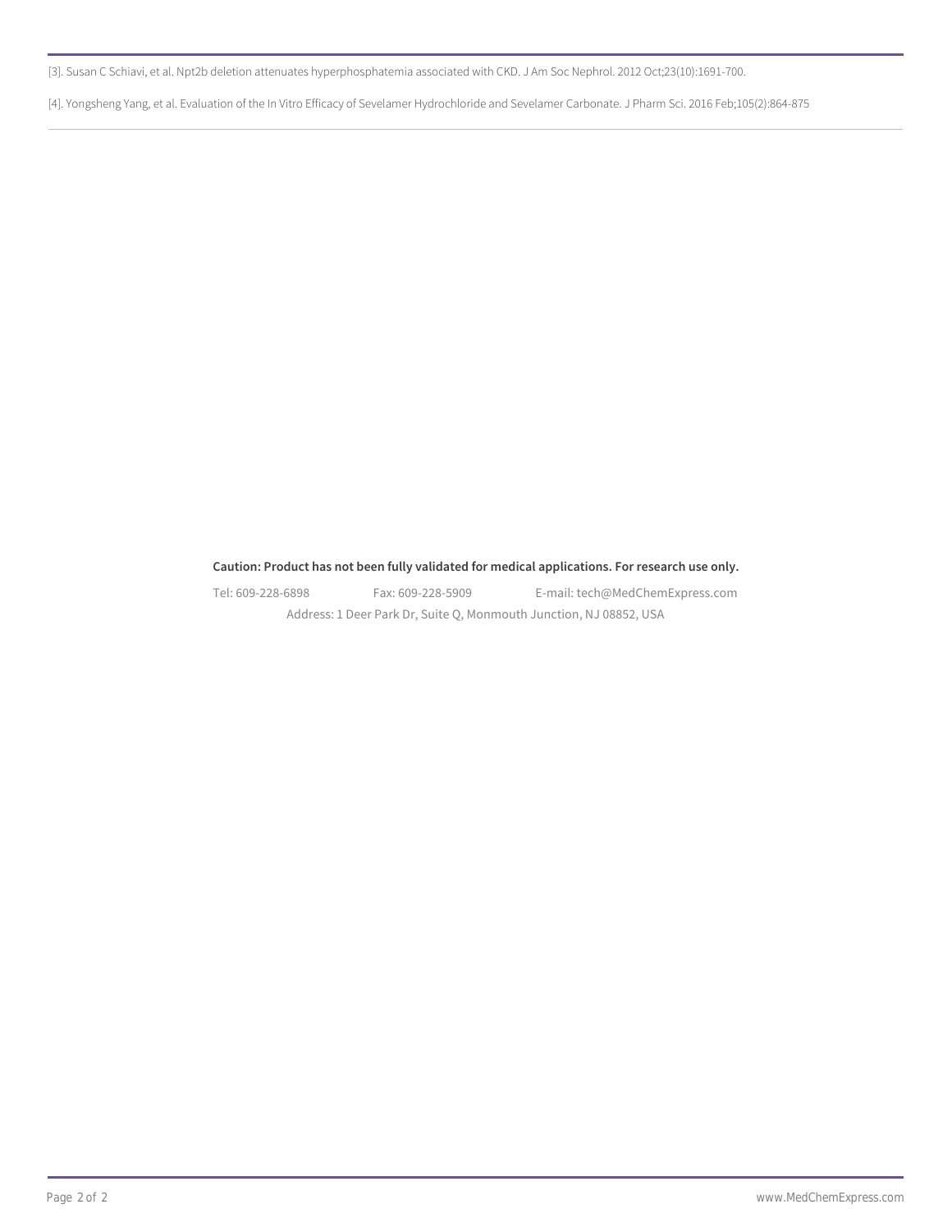[3]. Susan C Schiavi, et al. Npt2b deletion attenuates hyperphosphatemia associated with CKD. J Am Soc Nephrol. 2012 Oct;23(10):1691-700.

[4]. Yongsheng Yang, et al. Evaluation of the In Vitro Efficacy of Sevelamer Hydrochloride and Sevelamer Carbonate. J Pharm Sci. 2016 Feb;105(2):864-875

**Caution: Product has not been fully validated for medical applications. For research use only.**

Tel: 609-228-6898　　Fax: 609-228-5909　　E-mail: tech@MedChemExpress.com

Address: 1 Deer Park Dr, Suite Q, Monmouth Junction, NJ 08852, USA